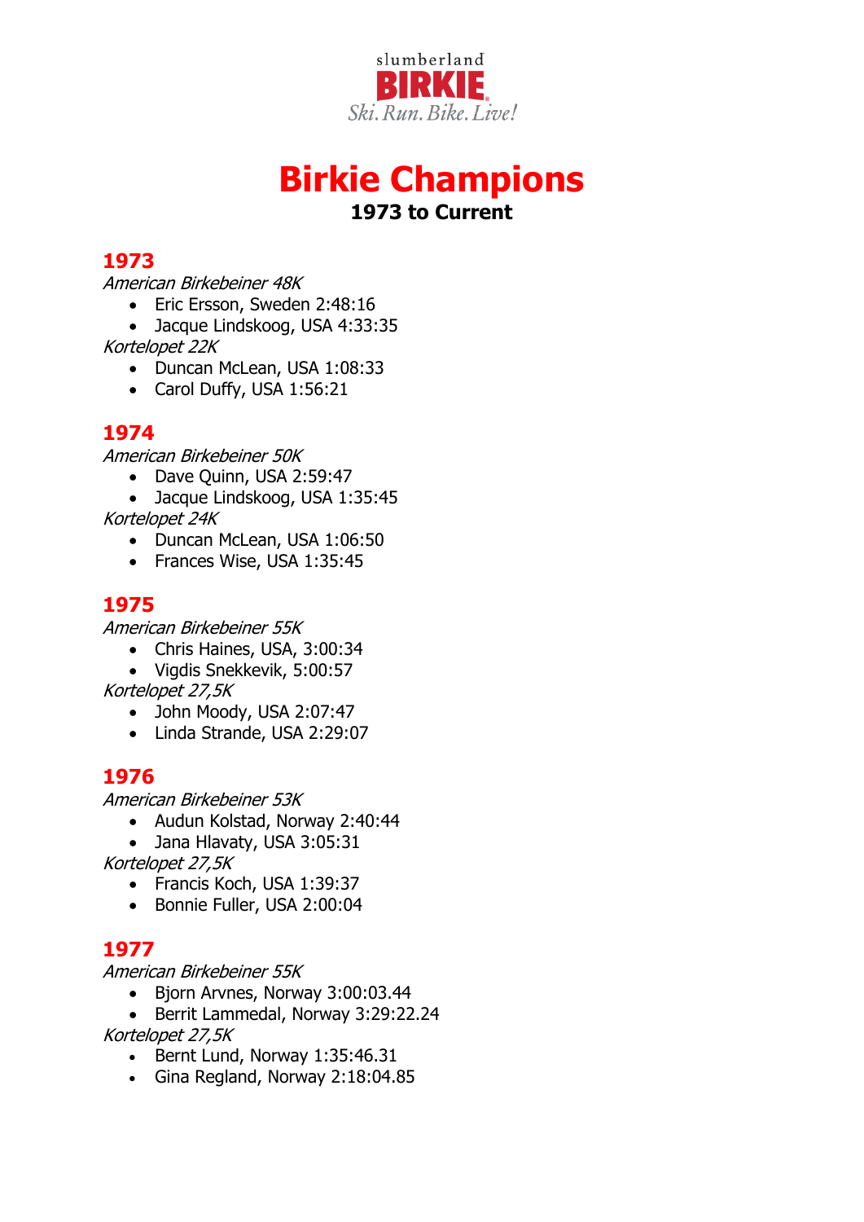slumberland
**BIRKIE**
*Ski. Run. Bike. Live!*

# Birkie Champions

**1973 to Current**

## 1973

*American Birkebeiner 48K*

- Eric Ersson, Sweden 2:48:16
- Jacque Lindskoog, USA 4:33:35

*Kortelopet 22K*

- Duncan McLean, USA 1:08:33
- Carol Duffy, USA 1:56:21

## 1974

*American Birkebeiner 50K*

- Dave Quinn, USA 2:59:47
- Jacque Lindskoog, USA 1:35:45

*Kortelopet 24K*

- Duncan McLean, USA 1:06:50
- Frances Wise, USA 1:35:45

## 1975

*American Birkebeiner 55K*

- Chris Haines, USA, 3:00:34
- Vigdis Snekkevik, 5:00:57

*Kortelopet 27,5K*

- John Moody, USA 2:07:47
- Linda Strande, USA 2:29:07

## 1976

*American Birkebeiner 53K*

- Audun Kolstad, Norway 2:40:44
- Jana Hlavaty, USA 3:05:31

*Kortelopet 27,5K*

- Francis Koch, USA 1:39:37
- Bonnie Fuller, USA 2:00:04

## 1977

*American Birkebeiner 55K*

- Bjorn Arvnes, Norway 3:00:03.44
- Berrit Lammedal, Norway 3:29:22.24

*Kortelopet 27,5K*

- Bernt Lund, Norway 1:35:46.31
- Gina Regland, Norway 2:18:04.85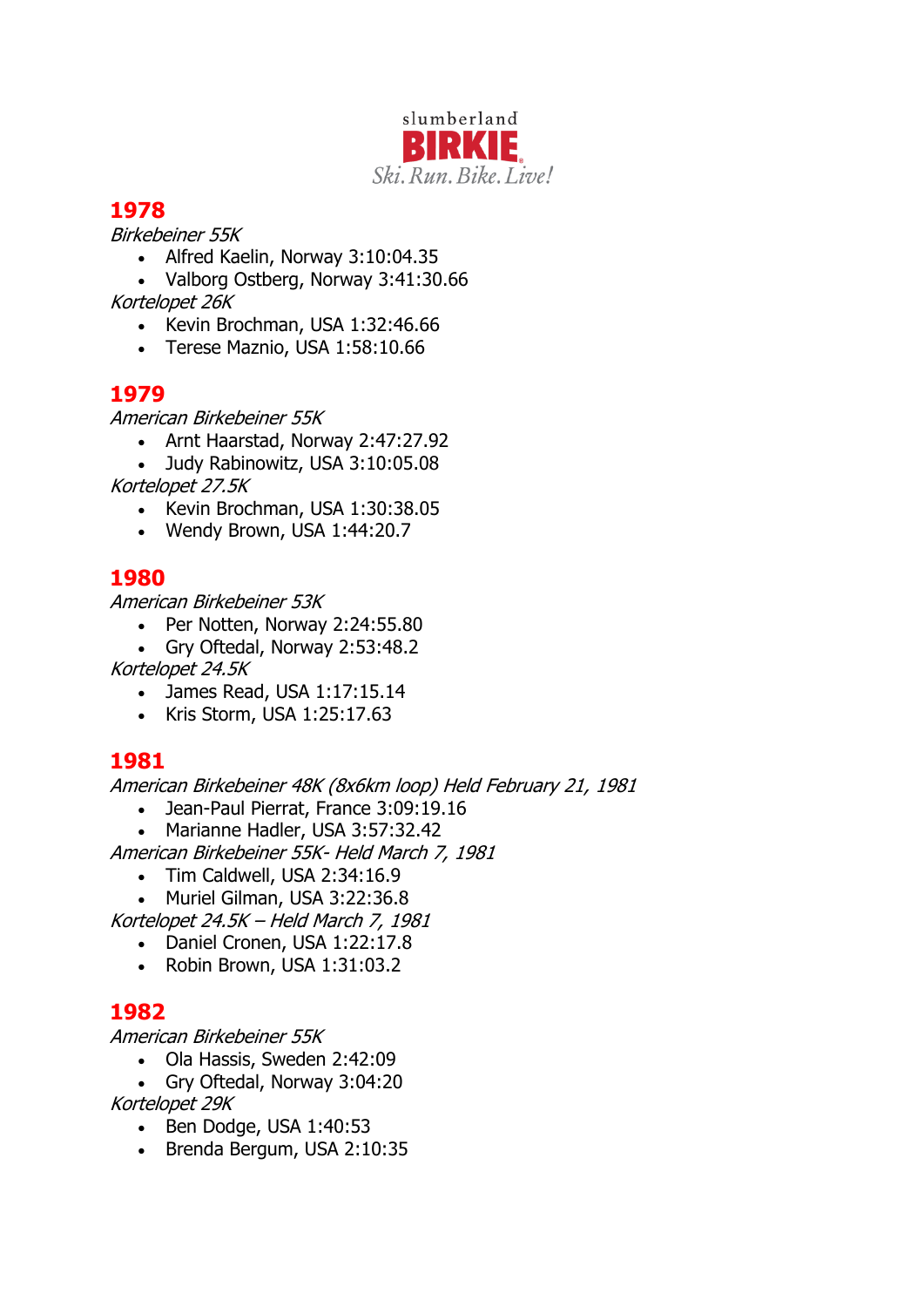slumberland
BIRKIE
Ski. Run. Bike. Live!

## 1978

*Birkebeiner 55K*

- Alfred Kaelin, Norway 3:10:04.35
- Valborg Ostberg, Norway 3:41:30.66

*Kortelopet 26K*

- Kevin Brochman, USA 1:32:46.66
- Terese Maznio, USA 1:58:10.66

## 1979

*American Birkebeiner 55K*

- Arnt Haarstad, Norway 2:47:27.92
- Judy Rabinowitz, USA 3:10:05.08

*Kortelopet 27.5K*

- Kevin Brochman, USA 1:30:38.05
- Wendy Brown, USA 1:44:20.7

## 1980

*American Birkebeiner 53K*

- Per Notten, Norway 2:24:55.80
- Gry Oftedal, Norway 2:53:48.2

*Kortelopet 24.5K*

- James Read, USA 1:17:15.14
- Kris Storm, USA 1:25:17.63

## 1981

*American Birkebeiner 48K (8x6km loop) Held February 21, 1981*

- Jean-Paul Pierrat, France 3:09:19.16
- Marianne Hadler, USA 3:57:32.42

*American Birkebeiner 55K- Held March 7, 1981*

- Tim Caldwell, USA 2:34:16.9
- Muriel Gilman, USA 3:22:36.8

*Kortelopet 24.5K – Held March 7, 1981*

- Daniel Cronen, USA 1:22:17.8
- Robin Brown, USA 1:31:03.2

## 1982

*American Birkebeiner 55K*

- Ola Hassis, Sweden 2:42:09
- Gry Oftedal, Norway 3:04:20

*Kortelopet 29K*

- Ben Dodge, USA 1:40:53
- Brenda Bergum, USA 2:10:35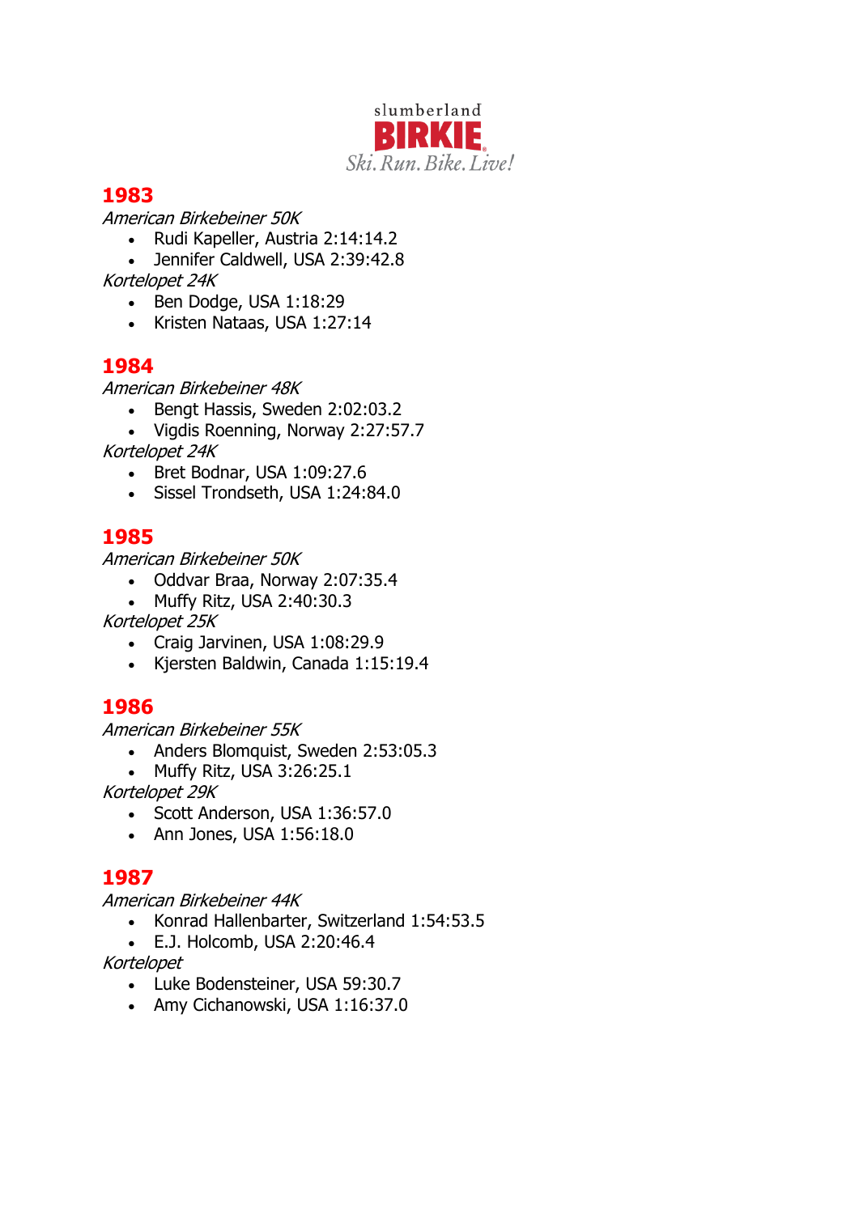## 1983

*American Birkebeiner 50K*

- Rudi Kapeller, Austria 2:14:14.2
- Jennifer Caldwell, USA 2:39:42.8

*Kortelopet 24K*

- Ben Dodge, USA 1:18:29
- Kristen Nataas, USA 1:27:14

## 1984

*American Birkebeiner 48K*

- Bengt Hassis, Sweden 2:02:03.2
- Vigdis Roenning, Norway 2:27:57.7

*Kortelopet 24K*

- Bret Bodnar, USA 1:09:27.6
- Sissel Trondseth, USA 1:24:84.0

## 1985

*American Birkebeiner 50K*

- Oddvar Braa, Norway 2:07:35.4
- Muffy Ritz, USA 2:40:30.3

*Kortelopet 25K*

- Craig Jarvinen, USA 1:08:29.9
- Kjersten Baldwin, Canada 1:15:19.4

## 1986

*American Birkebeiner 55K*

- Anders Blomquist, Sweden 2:53:05.3
- Muffy Ritz, USA 3:26:25.1

*Kortelopet 29K*

- Scott Anderson, USA 1:36:57.0
- Ann Jones, USA 1:56:18.0

## 1987

*American Birkebeiner 44K*

- Konrad Hallenbarter, Switzerland 1:54:53.5
- E.J. Holcomb, USA 2:20:46.4

*Kortelopet*

- Luke Bodensteiner, USA 59:30.7
- Amy Cichanowski, USA 1:16:37.0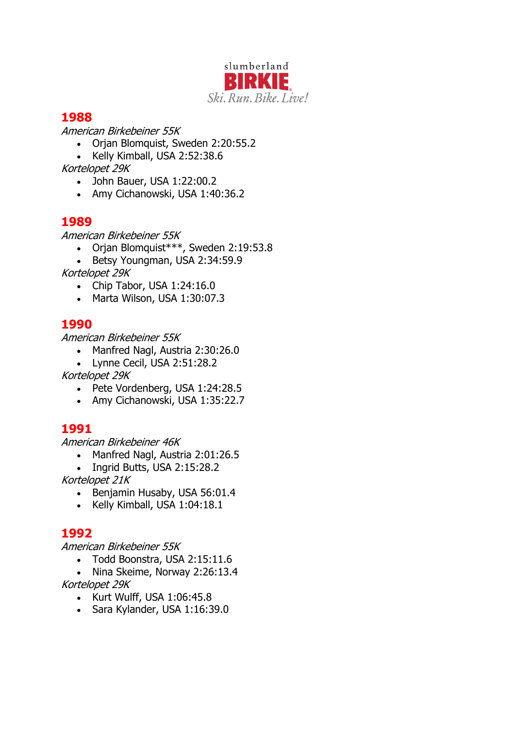slumberland **BIRKIE**
*Ski. Run. Bike. Live!*

## 1988

*American Birkebeiner 55K*

- Orjan Blomquist, Sweden 2:20:55.2
- Kelly Kimball, USA 2:52:38.6

*Kortelopet 29K*

- John Bauer, USA 1:22:00.2
- Amy Cichanowski, USA 1:40:36.2

## 1989

*American Birkebeiner 55K*

- Orjan Blomquist***, Sweden 2:19:53.8
- Betsy Youngman, USA 2:34:59.9

*Kortelopet 29K*

- Chip Tabor, USA 1:24:16.0
- Marta Wilson, USA 1:30:07.3

## 1990

*American Birkebeiner 55K*

- Manfred Nagl, Austria 2:30:26.0
- Lynne Cecil, USA 2:51:28.2

*Kortelopet 29K*

- Pete Vordenberg, USA 1:24:28.5
- Amy Cichanowski, USA 1:35:22.7

## 1991

*American Birkebeiner 46K*

- Manfred Nagl, Austria 2:01:26.5
- Ingrid Butts, USA 2:15:28.2

*Kortelopet 21K*

- Benjamin Husaby, USA 56:01.4
- Kelly Kimball, USA 1:04:18.1

## 1992

*American Birkebeiner 55K*

- Todd Boonstra, USA 2:15:11.6
- Nina Skeime, Norway 2:26:13.4

*Kortelopet 29K*

- Kurt Wulff, USA 1:06:45.8
- Sara Kylander, USA 1:16:39.0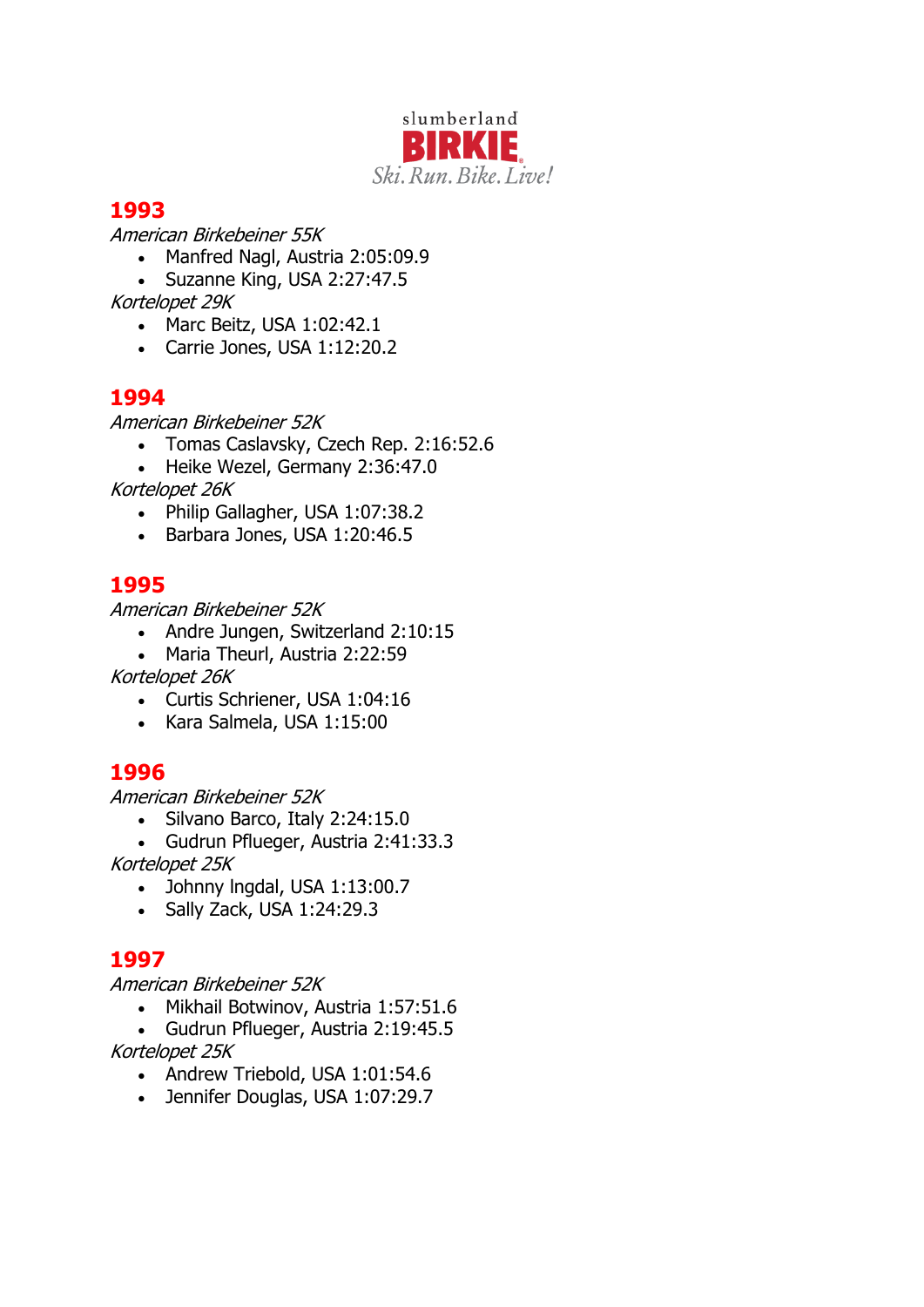## 1993

*American Birkebeiner 55K*

- Manfred Nagl, Austria 2:05:09.9
- Suzanne King, USA 2:27:47.5

*Kortelopet 29K*

- Marc Beitz, USA 1:02:42.1
- Carrie Jones, USA 1:12:20.2

## 1994

*American Birkebeiner 52K*

- Tomas Caslavsky, Czech Rep. 2:16:52.6
- Heike Wezel, Germany 2:36:47.0

*Kortelopet 26K*

- Philip Gallagher, USA 1:07:38.2
- Barbara Jones, USA 1:20:46.5

## 1995

*American Birkebeiner 52K*

- Andre Jungen, Switzerland 2:10:15
- Maria Theurl, Austria 2:22:59

*Kortelopet 26K*

- Curtis Schriener, USA 1:04:16
- Kara Salmela, USA 1:15:00

## 1996

*American Birkebeiner 52K*

- Silvano Barco, Italy 2:24:15.0
- Gudrun Pflueger, Austria 2:41:33.3

*Kortelopet 25K*

- Johnny Ingdal, USA 1:13:00.7
- Sally Zack, USA 1:24:29.3

## 1997

*American Birkebeiner 52K*

- Mikhail Botwinov, Austria 1:57:51.6
- Gudrun Pflueger, Austria 2:19:45.5

*Kortelopet 25K*

- Andrew Triebold, USA 1:01:54.6
- Jennifer Douglas, USA 1:07:29.7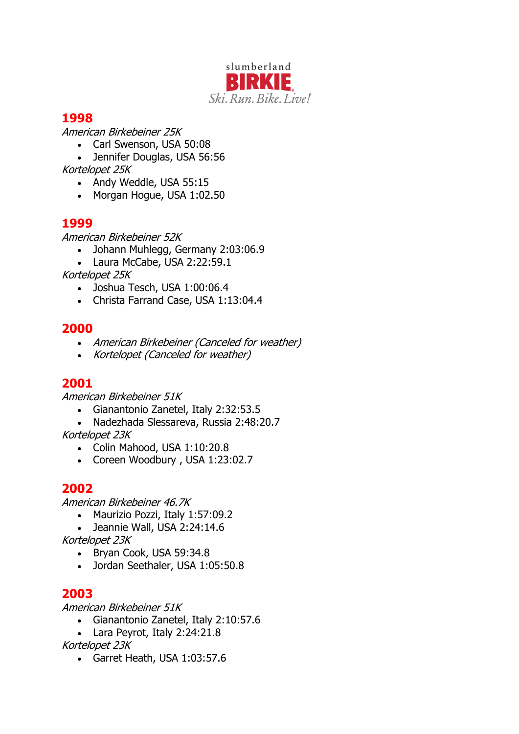## 1998

*American Birkebeiner 25K*

- Carl Swenson, USA 50:08
- Jennifer Douglas, USA 56:56

*Kortelopet 25K*

- Andy Weddle, USA 55:15
- Morgan Hogue, USA 1:02.50

## 1999

*American Birkebeiner 52K*

- Johann Muhlegg, Germany 2:03:06.9
- Laura McCabe, USA 2:22:59.1

*Kortelopet 25K*

- Joshua Tesch, USA 1:00:06.4
- Christa Farrand Case, USA 1:13:04.4

## 2000

- *American Birkebeiner (Canceled for weather)*
- *Kortelopet (Canceled for weather)*

## 2001

*American Birkebeiner 51K*

- Gianantonio Zanetel, Italy 2:32:53.5
- Nadezhada Slessareva, Russia 2:48:20.7

*Kortelopet 23K*

- Colin Mahood, USA 1:10:20.8
- Coreen Woodbury , USA 1:23:02.7

## 2002

*American Birkebeiner 46.7K*

- Maurizio Pozzi, Italy 1:57:09.2
- Jeannie Wall, USA 2:24:14.6

*Kortelopet 23K*

- Bryan Cook, USA 59:34.8
- Jordan Seethaler, USA 1:05:50.8

## 2003

*American Birkebeiner 51K*

- Gianantonio Zanetel, Italy 2:10:57.6
- Lara Peyrot, Italy 2:24:21.8

*Kortelopet 23K*

- Garret Heath, USA 1:03:57.6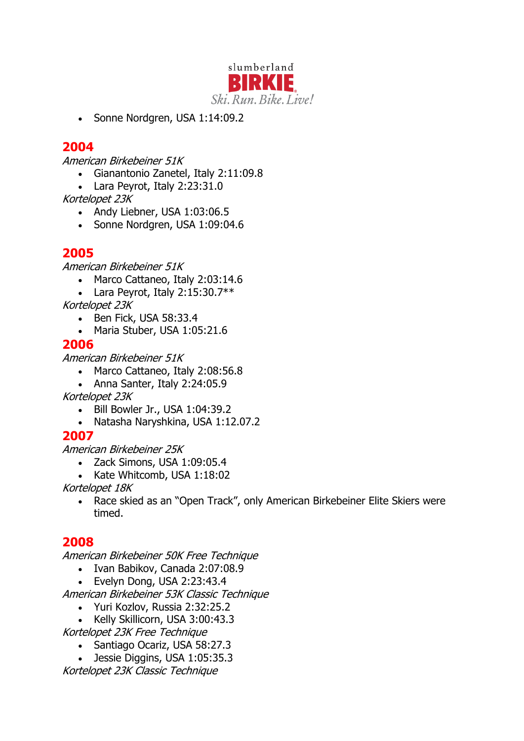- Sonne Nordgren, USA 1:14:09.2

## 2004

*American Birkebeiner 51K*

- Gianantonio Zanetel, Italy 2:11:09.8
- Lara Peyrot, Italy 2:23:31.0

*Kortelopet 23K*

- Andy Liebner, USA 1:03:06.5
- Sonne Nordgren, USA 1:09:04.6

## 2005

*American Birkebeiner 51K*

- Marco Cattaneo, Italy 2:03:14.6
- Lara Peyrot, Italy 2:15:30.7**

*Kortelopet 23K*

- Ben Fick, USA 58:33.4
- Maria Stuber, USA 1:05:21.6

## 2006

*American Birkebeiner 51K*

- Marco Cattaneo, Italy 2:08:56.8
- Anna Santer, Italy 2:24:05.9

*Kortelopet 23K*

- Bill Bowler Jr., USA 1:04:39.2
- Natasha Naryshkina, USA 1:12.07.2

## 2007

*American Birkebeiner 25K*

- Zack Simons, USA 1:09:05.4
- Kate Whitcomb, USA 1:18:02

*Kortelopet 18K*

- Race skied as an "Open Track", only American Birkebeiner Elite Skiers were timed.

## 2008

*American Birkebeiner 50K Free Technique*

- Ivan Babikov, Canada 2:07:08.9
- Evelyn Dong, USA 2:23:43.4

*American Birkebeiner 53K Classic Technique*

- Yuri Kozlov, Russia 2:32:25.2
- Kelly Skillicorn, USA 3:00:43.3

*Kortelopet 23K Free Technique*

- Santiago Ocariz, USA 58:27.3
- Jessie Diggins, USA 1:05:35.3

*Kortelopet 23K Classic Technique*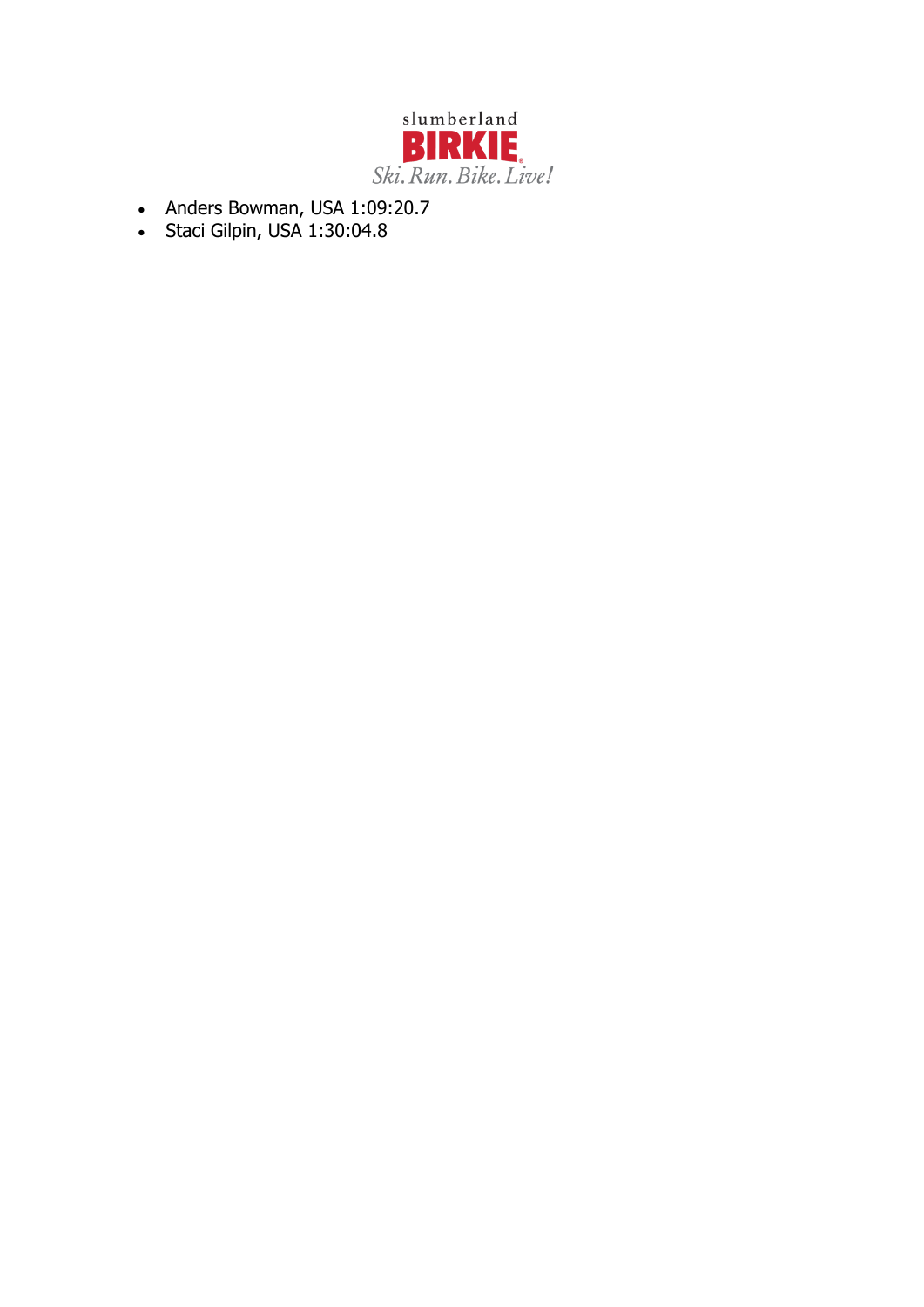- Anders Bowman, USA 1:09:20.7
- Staci Gilpin, USA 1:30:04.8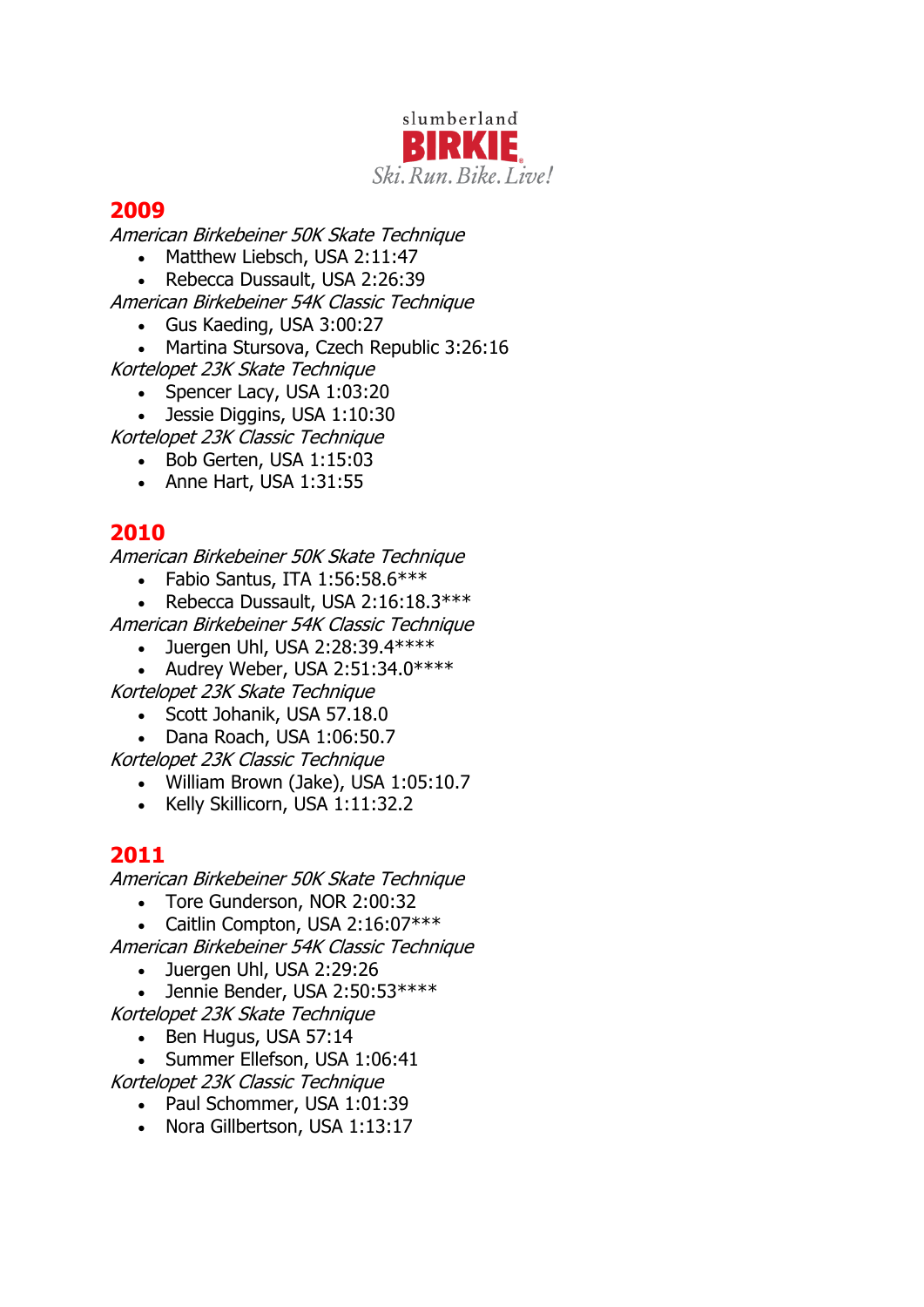## 2009

*American Birkebeiner 50K Skate Technique*

- Matthew Liebsch, USA 2:11:47
- Rebecca Dussault, USA 2:26:39

*American Birkebeiner 54K Classic Technique*

- Gus Kaeding, USA 3:00:27
- Martina Stursova, Czech Republic 3:26:16

*Kortelopet 23K Skate Technique*

- Spencer Lacy, USA 1:03:20
- Jessie Diggins, USA 1:10:30

*Kortelopet 23K Classic Technique*

- Bob Gerten, USA 1:15:03
- Anne Hart, USA 1:31:55

## 2010

*American Birkebeiner 50K Skate Technique*

- Fabio Santus, ITA 1:56:58.6***
- Rebecca Dussault, USA 2:16:18.3***

*American Birkebeiner 54K Classic Technique*

- Juergen Uhl, USA 2:28:39.4****
- Audrey Weber, USA 2:51:34.0****

*Kortelopet 23K Skate Technique*

- Scott Johanik, USA 57.18.0
- Dana Roach, USA 1:06:50.7

*Kortelopet 23K Classic Technique*

- William Brown (Jake), USA 1:05:10.7
- Kelly Skillicorn, USA 1:11:32.2

## 2011

*American Birkebeiner 50K Skate Technique*

- Tore Gunderson, NOR 2:00:32
- Caitlin Compton, USA 2:16:07***

*American Birkebeiner 54K Classic Technique*

- Juergen Uhl, USA 2:29:26
- Jennie Bender, USA 2:50:53****

*Kortelopet 23K Skate Technique*

- Ben Hugus, USA 57:14
- Summer Ellefson, USA 1:06:41

*Kortelopet 23K Classic Technique*

- Paul Schommer, USA 1:01:39
- Nora Gillbertson, USA 1:13:17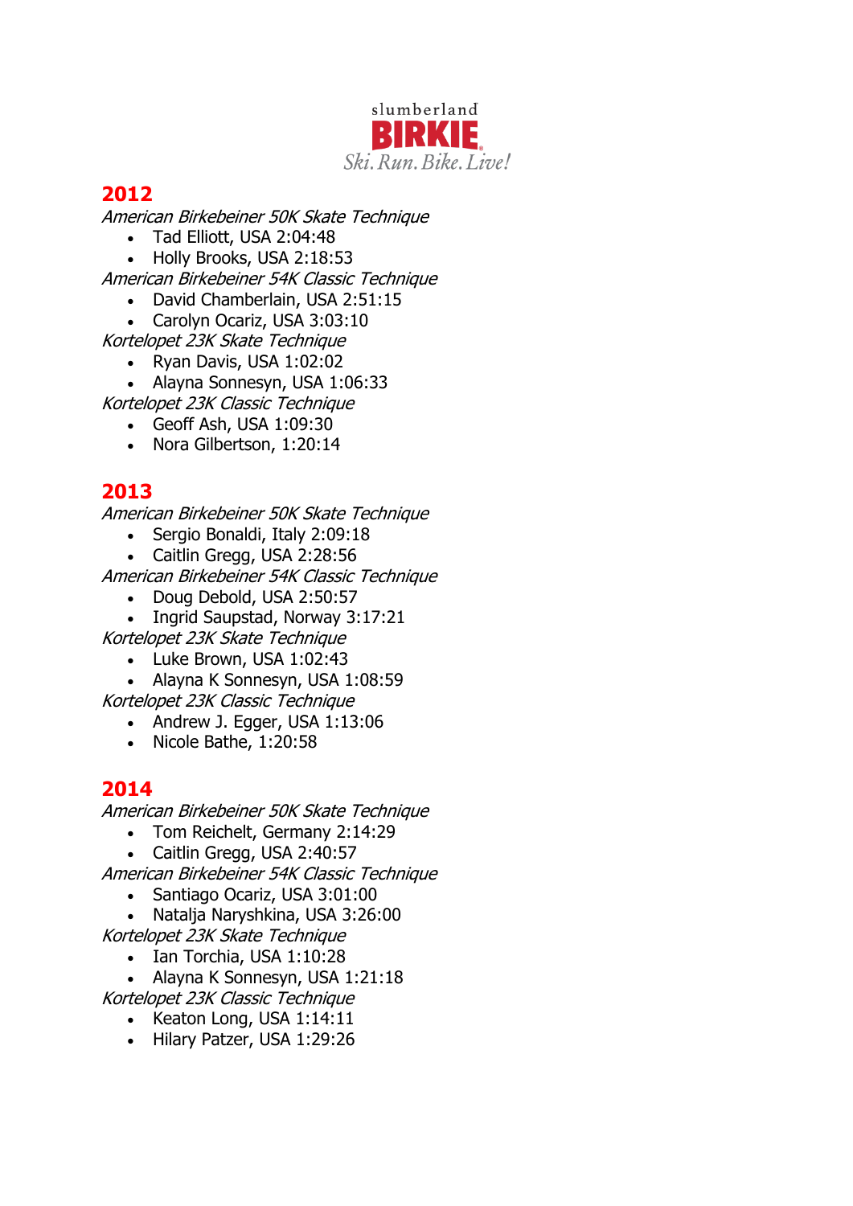slumberland
**BIRKIE**
*Ski. Run. Bike. Live!*

## 2012

*American Birkebeiner 50K Skate Technique*

- Tad Elliott, USA 2:04:48
- Holly Brooks, USA 2:18:53

*American Birkebeiner 54K Classic Technique*

- David Chamberlain, USA 2:51:15
- Carolyn Ocariz, USA 3:03:10

*Kortelopet 23K Skate Technique*

- Ryan Davis, USA 1:02:02
- Alayna Sonnesyn, USA 1:06:33

*Kortelopet 23K Classic Technique*

- Geoff Ash, USA 1:09:30
- Nora Gilbertson, 1:20:14

## 2013

*American Birkebeiner 50K Skate Technique*

- Sergio Bonaldi, Italy 2:09:18
- Caitlin Gregg, USA 2:28:56

*American Birkebeiner 54K Classic Technique*

- Doug Debold, USA 2:50:57
- Ingrid Saupstad, Norway 3:17:21

*Kortelopet 23K Skate Technique*

- Luke Brown, USA 1:02:43
- Alayna K Sonnesyn, USA 1:08:59

*Kortelopet 23K Classic Technique*

- Andrew J. Egger, USA 1:13:06
- Nicole Bathe, 1:20:58

## 2014

*American Birkebeiner 50K Skate Technique*

- Tom Reichelt, Germany 2:14:29
- Caitlin Gregg, USA 2:40:57

*American Birkebeiner 54K Classic Technique*

- Santiago Ocariz, USA 3:01:00
- Natalja Naryshkina, USA 3:26:00

*Kortelopet 23K Skate Technique*

- Ian Torchia, USA 1:10:28
- Alayna K Sonnesyn, USA 1:21:18

*Kortelopet 23K Classic Technique*

- Keaton Long, USA 1:14:11
- Hilary Patzer, USA 1:29:26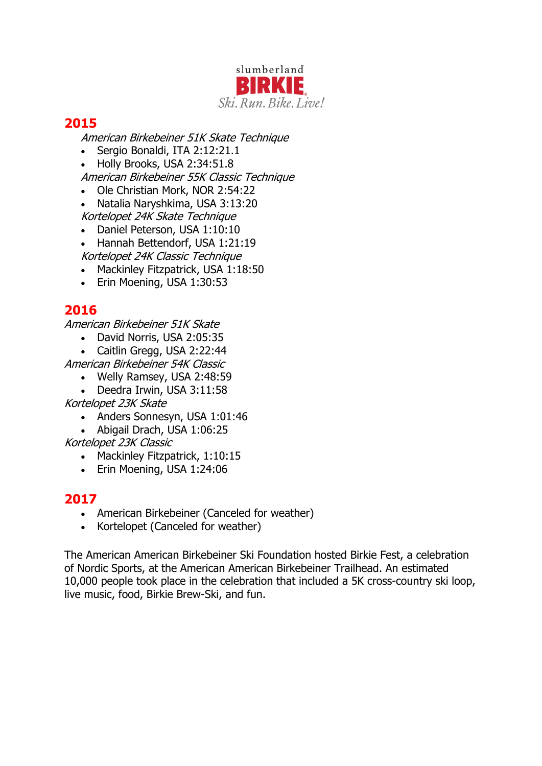## 2015

*American Birkebeiner 51K Skate Technique*

- Sergio Bonaldi, ITA 2:12:21.1
- Holly Brooks, USA 2:34:51.8

*American Birkebeiner 55K Classic Technique*

- Ole Christian Mork, NOR 2:54:22
- Natalia Naryshkima, USA 3:13:20

*Kortelopet 24K Skate Technique*

- Daniel Peterson, USA 1:10:10
- Hannah Bettendorf, USA 1:21:19

*Kortelopet 24K Classic Technique*

- Mackinley Fitzpatrick, USA 1:18:50
- Erin Moening, USA 1:30:53

## 2016

*American Birkebeiner 51K Skate*

- David Norris, USA 2:05:35
- Caitlin Gregg, USA 2:22:44

*American Birkebeiner 54K Classic*

- Welly Ramsey, USA 2:48:59
- Deedra Irwin, USA 3:11:58

*Kortelopet 23K Skate*

- Anders Sonnesyn, USA 1:01:46
- Abigail Drach, USA 1:06:25

*Kortelopet 23K Classic*

- Mackinley Fitzpatrick, 1:10:15
- Erin Moening, USA 1:24:06

## 2017

- American Birkebeiner (Canceled for weather)
- Kortelopet (Canceled for weather)

The American American Birkebeiner Ski Foundation hosted Birkie Fest, a celebration of Nordic Sports, at the American American Birkebeiner Trailhead. An estimated 10,000 people took place in the celebration that included a 5K cross-country ski loop, live music, food, Birkie Brew-Ski, and fun.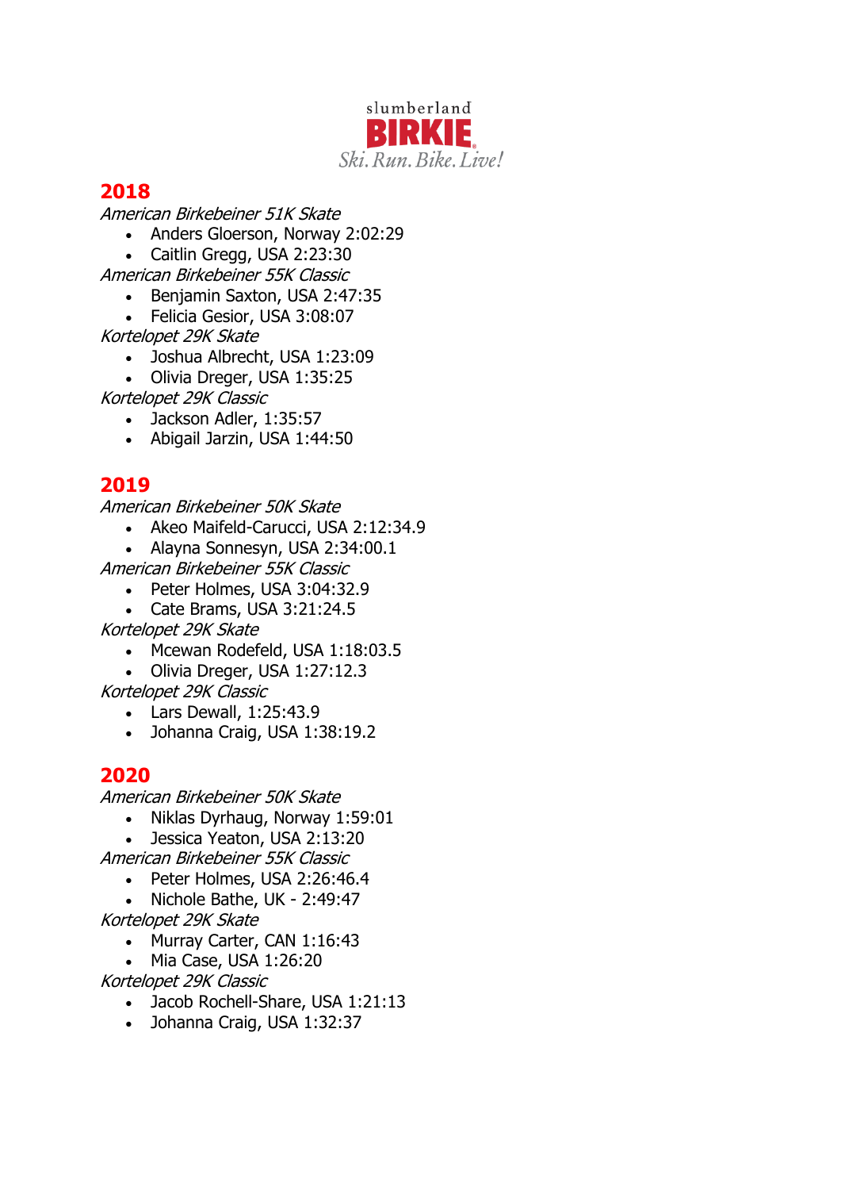slumberland
**BIRKIE**
*Ski. Run. Bike. Live!*

## 2018

*American Birkebeiner 51K Skate*

- Anders Gloerson, Norway 2:02:29
- Caitlin Gregg, USA 2:23:30

*American Birkebeiner 55K Classic*

- Benjamin Saxton, USA 2:47:35
- Felicia Gesior, USA 3:08:07

*Kortelopet 29K Skate*

- Joshua Albrecht, USA 1:23:09
- Olivia Dreger, USA 1:35:25

*Kortelopet 29K Classic*

- Jackson Adler, 1:35:57
- Abigail Jarzin, USA 1:44:50

## 2019

*American Birkebeiner 50K Skate*

- Akeo Maifeld-Carucci, USA 2:12:34.9
- Alayna Sonnesyn, USA 2:34:00.1

*American Birkebeiner 55K Classic*

- Peter Holmes, USA 3:04:32.9
- Cate Brams, USA 3:21:24.5

*Kortelopet 29K Skate*

- Mcewan Rodefeld, USA 1:18:03.5
- Olivia Dreger, USA 1:27:12.3

*Kortelopet 29K Classic*

- Lars Dewall, 1:25:43.9
- Johanna Craig, USA 1:38:19.2

## 2020

*American Birkebeiner 50K Skate*

- Niklas Dyrhaug, Norway 1:59:01
- Jessica Yeaton, USA 2:13:20

*American Birkebeiner 55K Classic*

- Peter Holmes, USA 2:26:46.4
- Nichole Bathe, UK - 2:49:47

*Kortelopet 29K Skate*

- Murray Carter, CAN 1:16:43
- Mia Case, USA 1:26:20

*Kortelopet 29K Classic*

- Jacob Rochell-Share, USA 1:21:13
- Johanna Craig, USA 1:32:37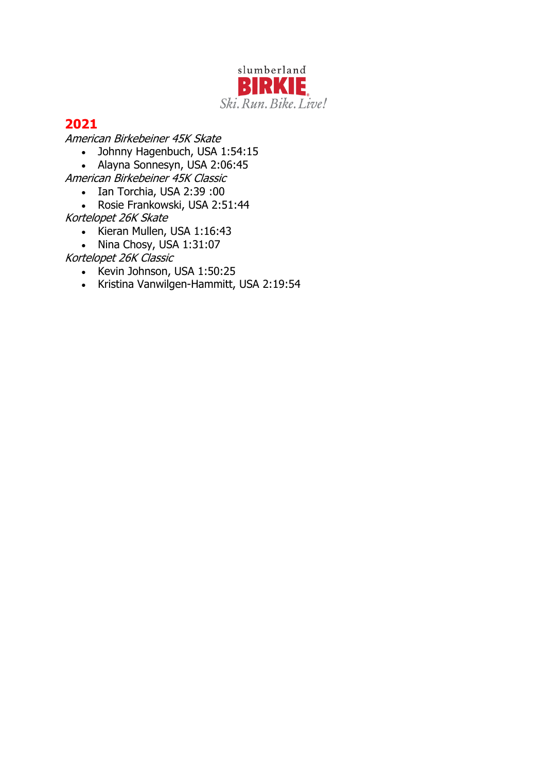## 2021

*American Birkebeiner 45K Skate*

- Johnny Hagenbuch, USA 1:54:15
- Alayna Sonnesyn, USA 2:06:45

*American Birkebeiner 45K Classic*

- Ian Torchia, USA 2:39 :00
- Rosie Frankowski, USA 2:51:44

*Kortelopet 26K Skate*

- Kieran Mullen, USA 1:16:43
- Nina Chosy, USA 1:31:07

*Kortelopet 26K Classic*

- Kevin Johnson, USA 1:50:25
- Kristina Vanwilgen-Hammitt, USA 2:19:54